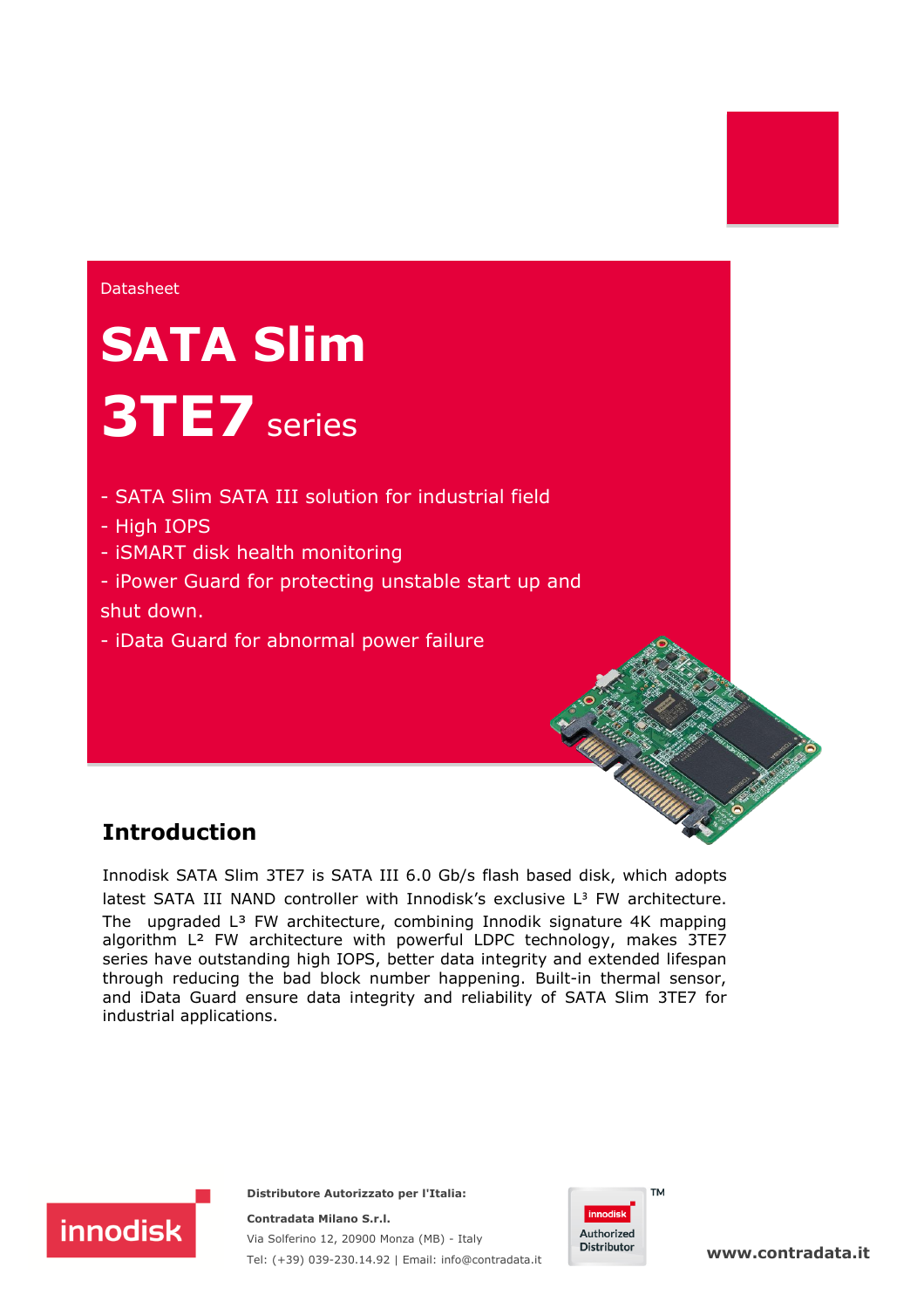Datasheet

# SATA Slim

# 3TE7 series

- SATA Slim SATA III solution for industrial field
- High IOPS
- iSMART disk health monitoring
- iPower Guard for protecting unstable start up and shut down.
- iData Guard for abnormal power failure

## Introduction

Innodisk SATA Slim 3TE7 is SATA III 6.0 Gb/s flash based disk, which adopts latest SATA III NAND controller with Innodisk's exclusive L³ FW architecture. The upgraded L³ FW architecture, combining Innodik signature 4K mapping algorithm L² FW architecture with powerful LDPC technology, makes 3TE7 series have outstanding high IOPS, better data integrity and extended lifespan through reducing the bad block number happening. Built-in thermal sensor, and iData Guard ensure data integrity and reliability of SATA Slim 3TE7 for industrial applications.

**Distributore Autorizzato per l'Italia:**

**Contradata Milano S.r.l.**

Via Solferino 12, 20900 Monza (MB) - Italy

Tel: (+39) 039-230.14.92 | Email: info@contradata.it

innodisk Authorized Distributor™

**www.contradata.it**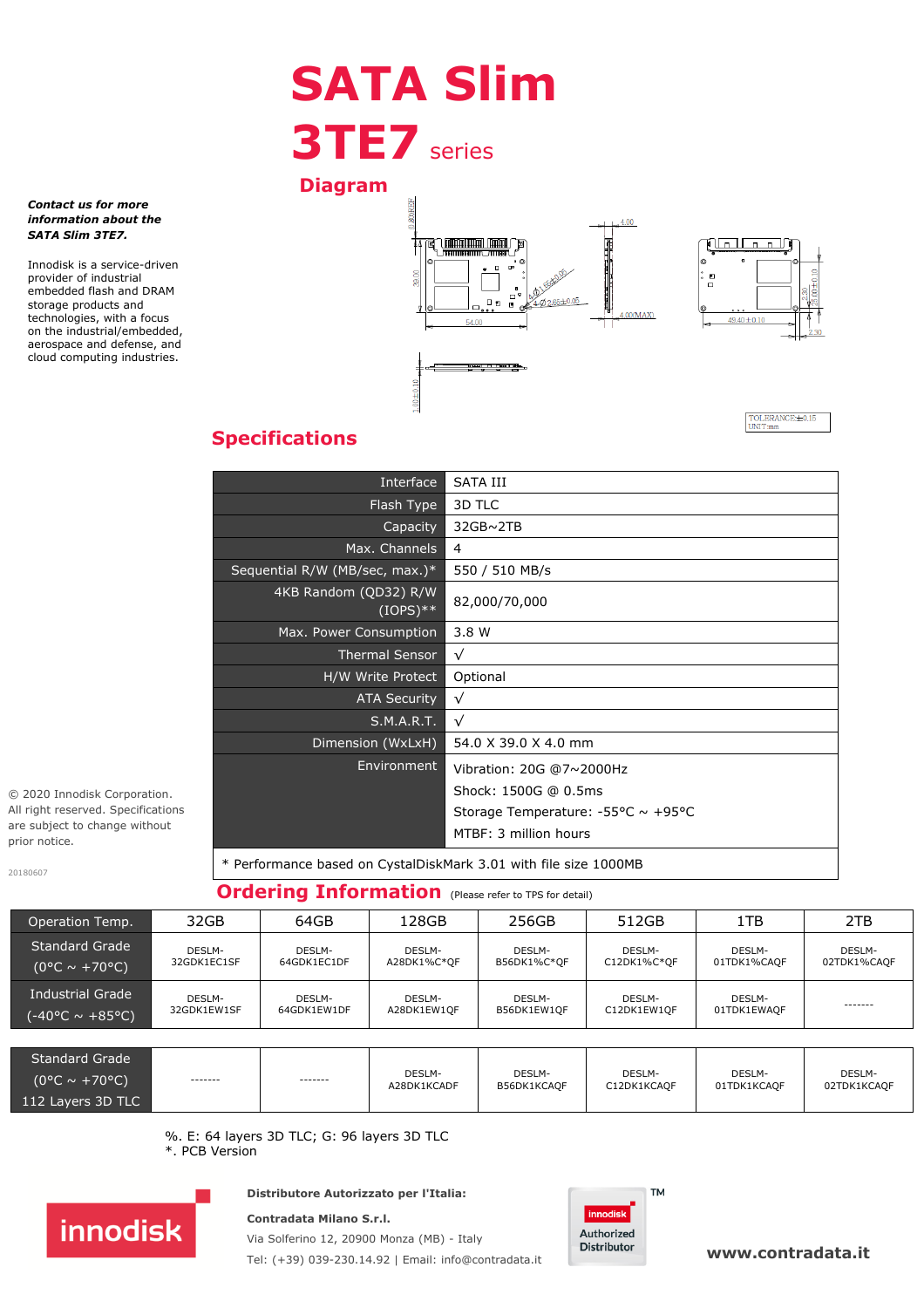# SATA Slim 3TE7 series

## Diagram

0.80REF

39.00

54.00

4-Ø1.65±0.05

4-Ø2.65±0.05

4.00

4.00(MAX)

49.40±0.10

2.20

35.00±0.10

2.30

1.00±0.10

TOLERANCE:±0.15
UNIT:mm

***Contact us for more information about the SATA Slim 3TE7.***

Innodisk is a service-driven provider of industrial embedded flash and DRAM storage products and technologies, with a focus on the industrial/embedded, aerospace and defense, and cloud computing industries.

## Specifications

| | |
|---|---|
| Interface | SATA III |
| Flash Type | 3D TLC |
| Capacity | 32GB~2TB |
| Max. Channels | 4 |
| Sequential R/W (MB/sec, max.)* | 550 / 510 MB/s |
| 4KB Random (QD32) R/W (IOPS)** | 82,000/70,000 |
| Max. Power Consumption | 3.8 W |
| Thermal Sensor | √ |
| H/W Write Protect | Optional |
| ATA Security | √ |
| S.M.A.R.T. | √ |
| Dimension (WxLxH) | 54.0 X 39.0 X 4.0 mm |
| Environment | Vibration: 20G @7~2000Hz<br>Shock: 1500G @ 0.5ms<br>Storage Temperature: -55°C ~ +95°C<br>MTBF: 3 million hours |

\* Performance based on CystalDiskMark 3.01 with file size 1000MB

© 2020 Innodisk Corporation. All right reserved. Specifications are subject to change without prior notice.

20180607

## Ordering Information (Please refer to TPS for detail)

| Operation Temp. | 32GB | 64GB | 128GB | 256GB | 512GB | 1TB | 2TB |
|---|---|---|---|---|---|---|---|
| Standard Grade (0°C ~ +70°C) | DESLM-32GDK1EC1SF | DESLM-64GDK1EC1DF | DESLM-A28DK1%C*QF | DESLM-B56DK1%C*QF | DESLM-C12DK1%C*QF | DESLM-01TDK1%CAQF | DESLM-02TDK1%CAQF |
| Industrial Grade (-40°C ~ +85°C) | DESLM-32GDK1EW1SF | DESLM-64GDK1EW1DF | DESLM-A28DK1EW1QF | DESLM-B56DK1EW1QF | DESLM-C12DK1EW1QF | DESLM-01TDK1EWAQF | ------- |
| Standard Grade (0°C ~ +70°C) 112 Layers 3D TLC | ------- | ------- | DESLM-A28DK1KCADF | DESLM-B56DK1KCAQF | DESLM-C12DK1KCAQF | DESLM-01TDK1KCAQF | DESLM-02TDK1KCAQF |

%. E: 64 layers 3D TLC; G: 96 layers 3D TLC
*. PCB Version

innodisk

**Distributore Autorizzato per l'Italia:**

**Contradata Milano S.r.l.**

Via Solferino 12, 20900 Monza (MB) - Italy

Tel: (+39) 039-230.14.92 | Email: info@contradata.it

innodisk Authorized Distributor TM

**www.contradata.it**